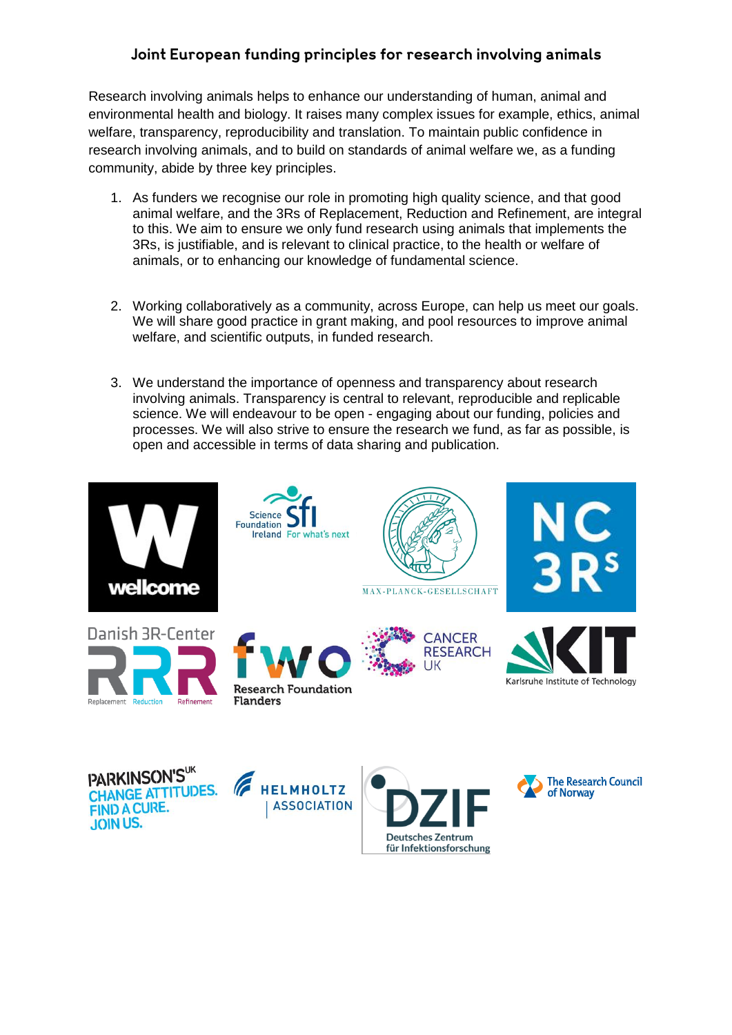# Joint European funding principles for research involving animals

Research involving animals helps to enhance our understanding of human, animal and environmental health and biology. It raises many complex issues for example, ethics, animal welfare, transparency, reproducibility and translation. To maintain public confidence in research involving animals, and to build on standards of animal welfare we, as a funding community, abide by three key principles.

1. As funders we recognise our role in promoting high quality science, and that good animal welfare, and the 3Rs of Replacement, Reduction and Refinement, are integral to this. We aim to ensure we only fund research using animals that implements the 3Rs, is justifiable, and is relevant to clinical practice, to the health or welfare of animals, or to enhancing our knowledge of fundamental science.

2. Working collaboratively as a community, across Europe, can help us meet our goals. We will share good practice in grant making, and pool resources to improve animal welfare, and scientific outputs, in funded research.

3. We understand the importance of openness and transparency about research involving animals. Transparency is central to relevant, reproducible and replicable science. We will endeavour to be open - engaging about our funding, policies and processes. We will also strive to ensure the research we fund, as far as possible, is open and accessible in terms of data sharing and publication.

wellcome

Science Foundation Ireland — For what's next

MAX-PLANCK-GESELLSCHAFT

NC3Rs

Danish 3R-Center — Replacement Reduction Refinement

fwo — Research Foundation Flanders

CANCER RESEARCH UK

KIT — Karlsruhe Institute of Technology

PARKINSON'S UK — CHANGE ATTITUDES. FIND A CURE. JOIN US.

HELMHOLTZ ASSOCIATION

DZIF — Deutsches Zentrum für Infektionsforschung

The Research Council of Norway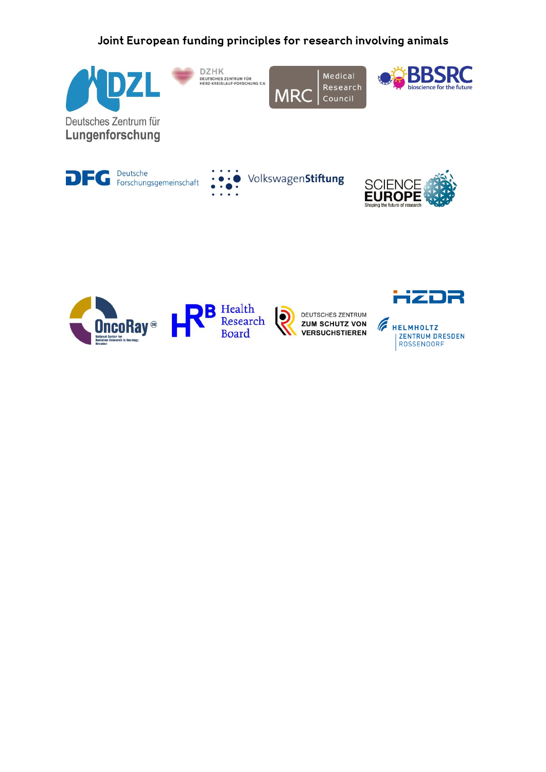Joint European funding principles for research involving animals

DZL Deutsches Zentrum für Lungenforschung

DZHK DEUTSCHES ZENTRUM FÜR HERZ-KREISLAUF-FORSCHUNG E.V.

MRC Medical Research Council

BBSRC bioscience for the future

DFG Deutsche Forschungsgemeinschaft

VolkswagenStiftung

SCIENCE EUROPE Shaping the future of research

OncoRay National Center for Radiation Research in Oncology Dresden

HRB Health Research Board

DEUTSCHES ZENTRUM ZUM SCHUTZ VON VERSUCHSTIEREN

HZDR HELMHOLTZ ZENTRUM DRESDEN ROSSENDORF